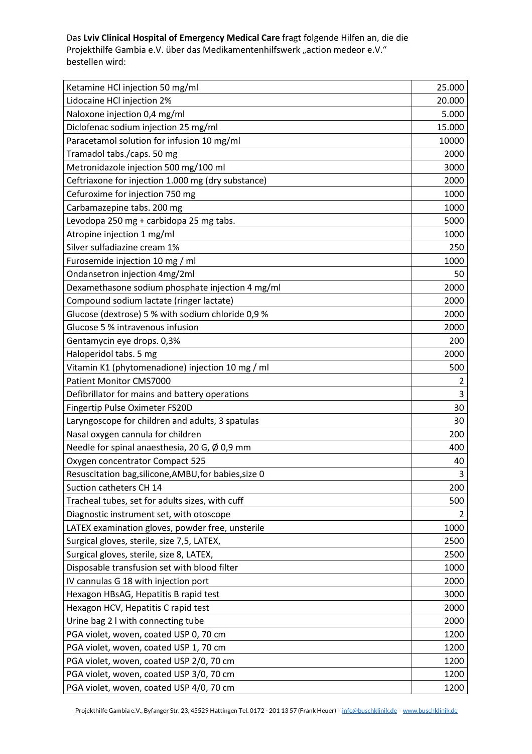Das **Lviv Clinical Hospital of Emergency Medical Care** fragt folgende Hilfen an, die die Projekthilfe Gambia e.V. über das Medikamentenhilfswerk „action medeor e.V." bestellen wird:

| | |
|---|---|
| Ketamine HCl injection 50 mg/ml | 25.000 |
| Lidocaine HCl injection 2% | 20.000 |
| Naloxone injection 0,4 mg/ml | 5.000 |
| Diclofenac sodium injection 25 mg/ml | 15.000 |
| Paracetamol solution for infusion 10 mg/ml | 10000 |
| Tramadol tabs./caps. 50 mg | 2000 |
| Metronidazole injection 500 mg/100 ml | 3000 |
| Ceftriaxone for injection 1.000 mg (dry substance) | 2000 |
| Cefuroxime for injection 750 mg | 1000 |
| Carbamazepine tabs. 200 mg | 1000 |
| Levodopa 250 mg + carbidopa 25 mg tabs. | 5000 |
| Atropine injection 1 mg/ml | 1000 |
| Silver sulfadiazine cream 1% | 250 |
| Furosemide injection 10 mg / ml | 1000 |
| Ondansetron injection 4mg/2ml | 50 |
| Dexamethasone sodium phosphate injection 4 mg/ml | 2000 |
| Compound sodium lactate (ringer lactate) | 2000 |
| Glucose (dextrose) 5 % with sodium chloride 0,9 % | 2000 |
| Glucose 5 % intravenous infusion | 2000 |
| Gentamycin eye drops. 0,3% | 200 |
| Haloperidol tabs. 5 mg | 2000 |
| Vitamin K1 (phytomenadione) injection 10 mg / ml | 500 |
| Patient Monitor CMS7000 | 2 |
| Defibrillator for mains and battery operations | 3 |
| Fingertip Pulse Oximeter FS20D | 30 |
| Laryngoscope for children and adults, 3 spatulas | 30 |
| Nasal oxygen cannula for children | 200 |
| Needle for spinal anaesthesia, 20 G, Ø 0,9 mm | 400 |
| Oxygen concentrator Compact 525 | 40 |
| Resuscitation bag,silicone,AMBU,for babies,size 0 | 3 |
| Suction catheters CH 14 | 200 |
| Tracheal tubes, set for adults sizes, with cuff | 500 |
| Diagnostic instrument set, with otoscope | 2 |
| LATEX examination gloves, powder free, unsterile | 1000 |
| Surgical gloves, sterile, size 7,5, LATEX, | 2500 |
| Surgical gloves, sterile, size 8, LATEX, | 2500 |
| Disposable transfusion set with blood filter | 1000 |
| IV cannulas G 18 with injection port | 2000 |
| Hexagon HBsAG, Hepatitis B rapid test | 3000 |
| Hexagon HCV, Hepatitis C rapid test | 2000 |
| Urine bag 2 l with connecting tube | 2000 |
| PGA violet, woven, coated USP 0, 70 cm | 1200 |
| PGA violet, woven, coated USP 1, 70 cm | 1200 |
| PGA violet, woven, coated USP 2/0, 70 cm | 1200 |
| PGA violet, woven, coated USP 3/0, 70 cm | 1200 |
| PGA violet, woven, coated USP 4/0, 70 cm | 1200 |

Projekthilfe Gambia e.V., Byfanger Str. 23, 45529 Hattingen Tel. 0172 - 201 13 57 (Frank Heuer) – info@buschklinik.de – www.buschklinik.de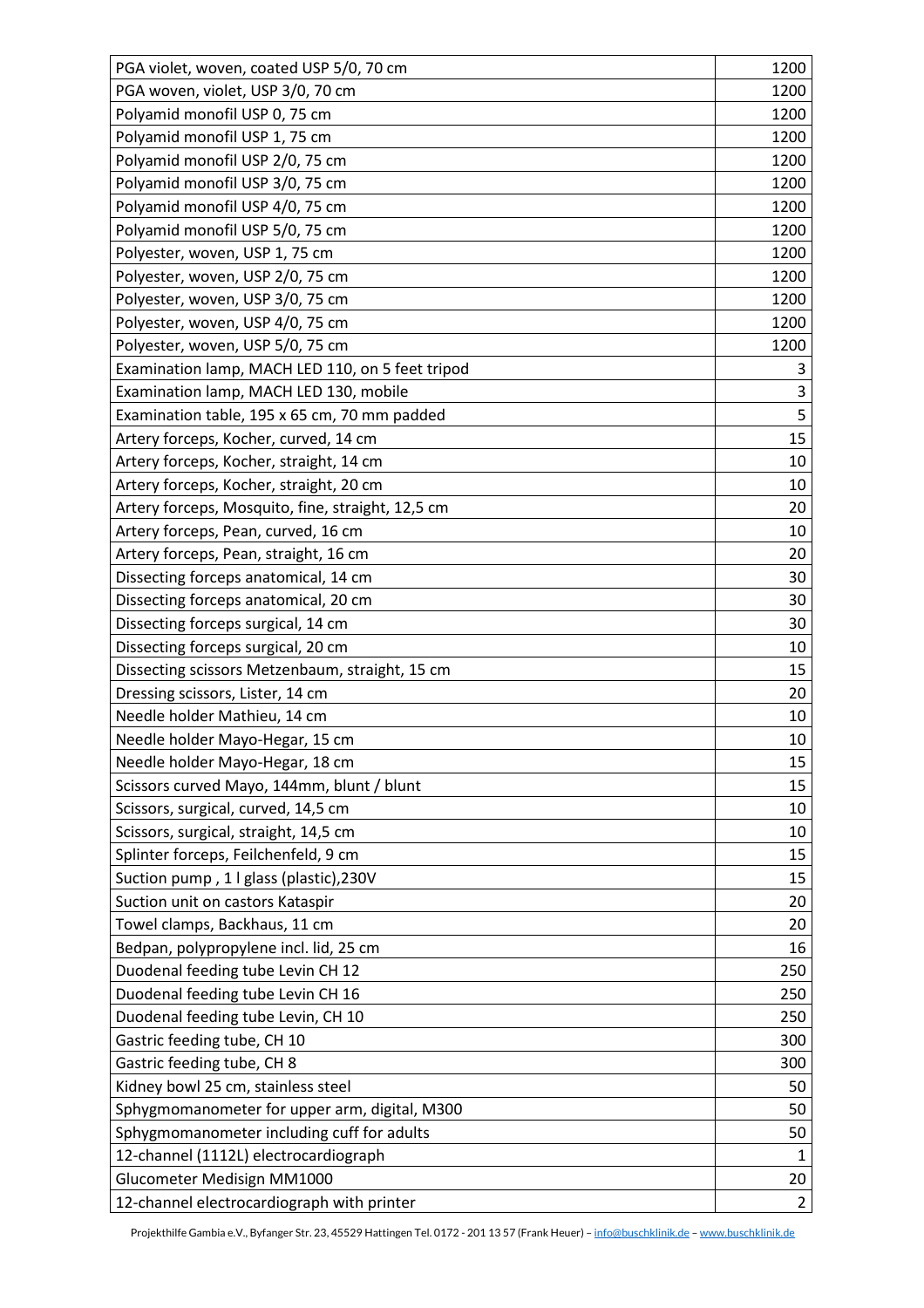| | |
|---|---|
| PGA violet, woven, coated USP 5/0, 70 cm | 1200 |
| PGA woven, violet, USP 3/0, 70 cm | 1200 |
| Polyamid monofil USP 0, 75 cm | 1200 |
| Polyamid monofil USP 1, 75 cm | 1200 |
| Polyamid monofil USP 2/0, 75 cm | 1200 |
| Polyamid monofil USP 3/0, 75 cm | 1200 |
| Polyamid monofil USP 4/0, 75 cm | 1200 |
| Polyamid monofil USP 5/0, 75 cm | 1200 |
| Polyester, woven, USP 1, 75 cm | 1200 |
| Polyester, woven, USP 2/0, 75 cm | 1200 |
| Polyester, woven, USP 3/0, 75 cm | 1200 |
| Polyester, woven, USP 4/0, 75 cm | 1200 |
| Polyester, woven, USP 5/0, 75 cm | 1200 |
| Examination lamp, MACH LED 110, on 5 feet tripod | 3 |
| Examination lamp, MACH LED 130, mobile | 3 |
| Examination table, 195 x 65 cm, 70 mm padded | 5 |
| Artery forceps, Kocher, curved, 14 cm | 15 |
| Artery forceps, Kocher, straight, 14 cm | 10 |
| Artery forceps, Kocher, straight, 20 cm | 10 |
| Artery forceps, Mosquito, fine, straight, 12,5 cm | 20 |
| Artery forceps, Pean, curved, 16 cm | 10 |
| Artery forceps, Pean, straight, 16 cm | 20 |
| Dissecting forceps anatomical, 14 cm | 30 |
| Dissecting forceps anatomical, 20 cm | 30 |
| Dissecting forceps surgical, 14 cm | 30 |
| Dissecting forceps surgical, 20 cm | 10 |
| Dissecting scissors Metzenbaum, straight, 15 cm | 15 |
| Dressing scissors, Lister, 14 cm | 20 |
| Needle holder Mathieu, 14 cm | 10 |
| Needle holder Mayo-Hegar, 15 cm | 10 |
| Needle holder Mayo-Hegar, 18 cm | 15 |
| Scissors curved Mayo, 144mm, blunt / blunt | 15 |
| Scissors, surgical, curved, 14,5 cm | 10 |
| Scissors, surgical, straight, 14,5 cm | 10 |
| Splinter forceps, Feilchenfeld, 9 cm | 15 |
| Suction pump , 1 l glass (plastic),230V | 15 |
| Suction unit on castors Kataspir | 20 |
| Towel clamps, Backhaus, 11 cm | 20 |
| Bedpan, polypropylene incl. lid, 25 cm | 16 |
| Duodenal feeding tube Levin CH 12 | 250 |
| Duodenal feeding tube Levin CH 16 | 250 |
| Duodenal feeding tube Levin, CH 10 | 250 |
| Gastric feeding tube, CH 10 | 300 |
| Gastric feeding tube, CH 8 | 300 |
| Kidney bowl 25 cm, stainless steel | 50 |
| Sphygmomanometer for upper arm, digital, M300 | 50 |
| Sphygmomanometer including cuff for adults | 50 |
| 12-channel (1112L) electrocardiograph | 1 |
| Glucometer Medisign MM1000 | 20 |
| 12-channel electrocardiograph with printer | 2 |

Projekthilfe Gambia e.V., Byfanger Str. 23, 45529 Hattingen Tel. 0172 - 201 13 57 (Frank Heuer) – info@buschklinik.de – www.buschklinik.de